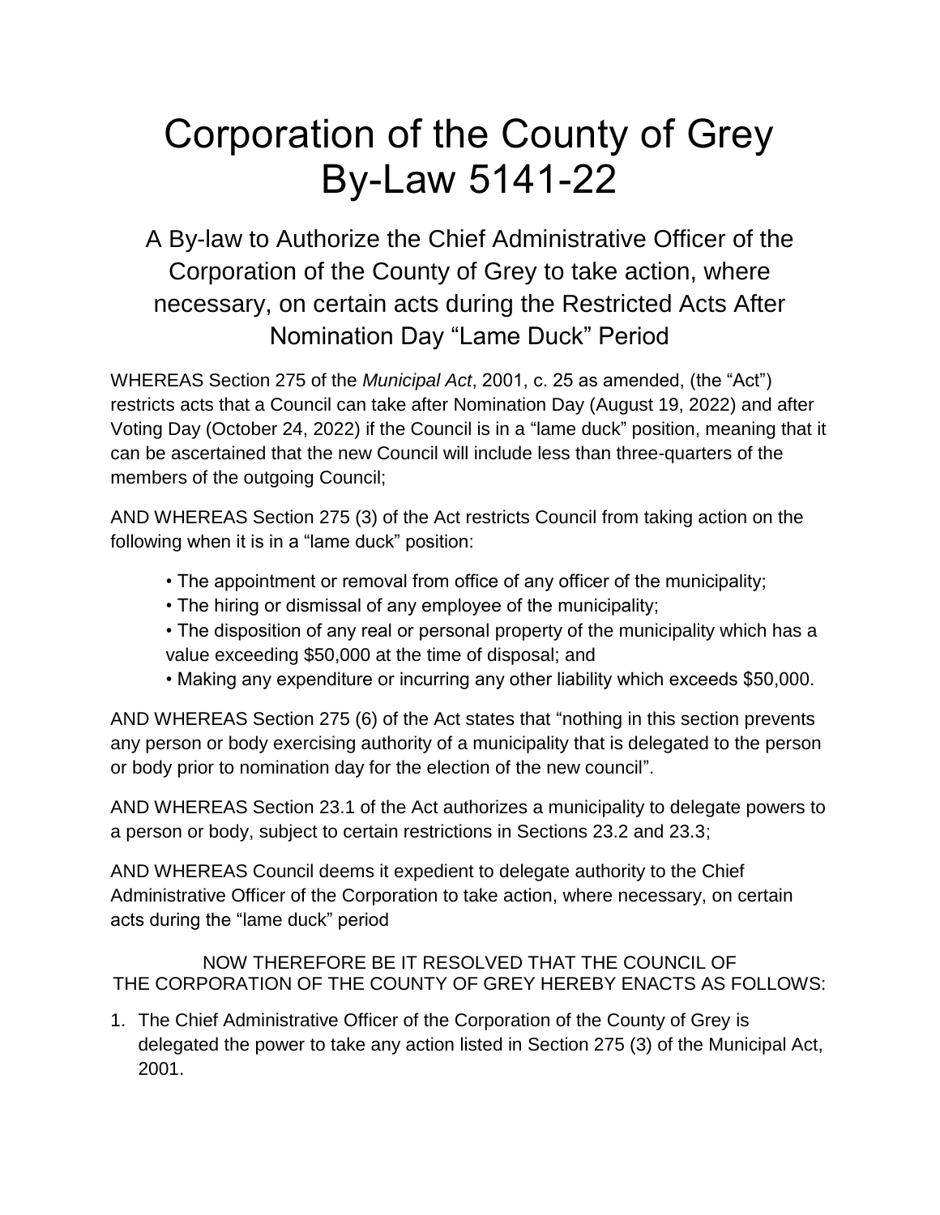# Corporation of the County of Grey By-Law 5141-22

## A By-law to Authorize the Chief Administrative Officer of the Corporation of the County of Grey to take action, where necessary, on certain acts during the Restricted Acts After Nomination Day "Lame Duck" Period

WHEREAS Section 275 of the *Municipal Act*, 2001, c. 25 as amended, (the "Act") restricts acts that a Council can take after Nomination Day (August 19, 2022) and after Voting Day (October 24, 2022) if the Council is in a "lame duck" position, meaning that it can be ascertained that the new Council will include less than three-quarters of the members of the outgoing Council;

AND WHEREAS Section 275 (3) of the Act restricts Council from taking action on the following when it is in a "lame duck" position:

- The appointment or removal from office of any officer of the municipality;
- The hiring or dismissal of any employee of the municipality;
- The disposition of any real or personal property of the municipality which has a value exceeding $50,000 at the time of disposal; and
- Making any expenditure or incurring any other liability which exceeds $50,000.

AND WHEREAS Section 275 (6) of the Act states that "nothing in this section prevents any person or body exercising authority of a municipality that is delegated to the person or body prior to nomination day for the election of the new council".

AND WHEREAS Section 23.1 of the Act authorizes a municipality to delegate powers to a person or body, subject to certain restrictions in Sections 23.2 and 23.3;

AND WHEREAS Council deems it expedient to delegate authority to the Chief Administrative Officer of the Corporation to take action, where necessary, on certain acts during the "lame duck" period

NOW THEREFORE BE IT RESOLVED THAT THE COUNCIL OF THE CORPORATION OF THE COUNTY OF GREY HEREBY ENACTS AS FOLLOWS:

1. The Chief Administrative Officer of the Corporation of the County of Grey is delegated the power to take any action listed in Section 275 (3) of the Municipal Act, 2001.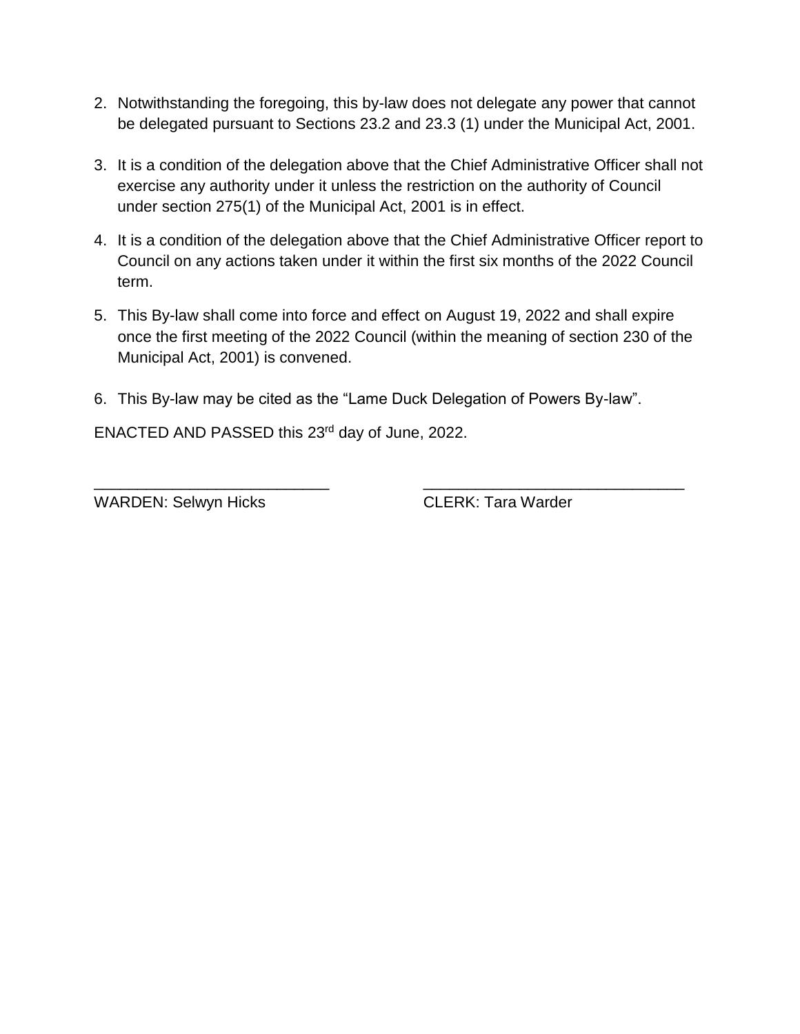2. Notwithstanding the foregoing, this by-law does not delegate any power that cannot be delegated pursuant to Sections 23.2 and 23.3 (1) under the Municipal Act, 2001.

3. It is a condition of the delegation above that the Chief Administrative Officer shall not exercise any authority under it unless the restriction on the authority of Council under section 275(1) of the Municipal Act, 2001 is in effect.

4. It is a condition of the delegation above that the Chief Administrative Officer report to Council on any actions taken under it within the first six months of the 2022 Council term.

5. This By-law shall come into force and effect on August 19, 2022 and shall expire once the first meeting of the 2022 Council (within the meaning of section 230 of the Municipal Act, 2001) is convened.

6. This By-law may be cited as the "Lame Duck Delegation of Powers By-law".

ENACTED AND PASSED this 23rd day of June, 2022.

| | |
|---|---|
| ___________________________ | ______________________________ |
| WARDEN: Selwyn Hicks | CLERK: Tara Warder |